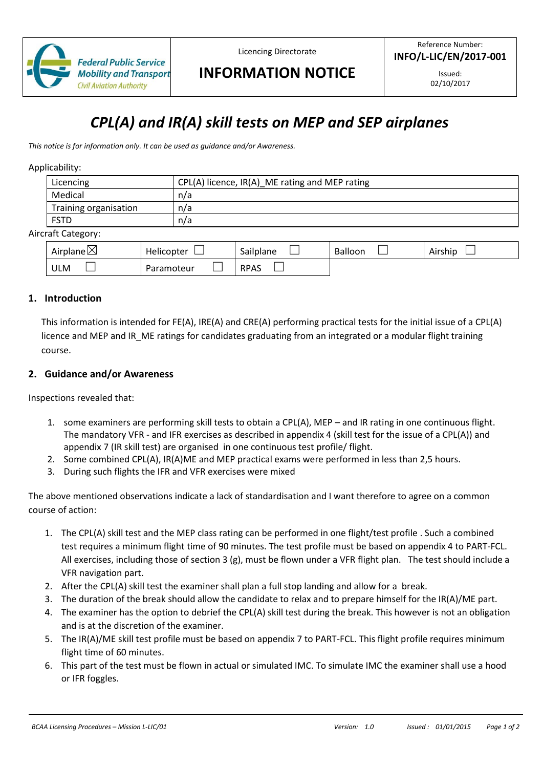| Federal Public Service Mobility and Transport Civil Aviation Authority | Licencing Directorate **INFORMATION NOTICE** | Reference Number: **INFO/L-LIC/EN/2017-001** Issued: 02/10/2017 |
|---|---|---|

# *CPL(A) and IR(A) skill tests on MEP and SEP airplanes*

*This notice is for information only. It can be used as guidance and/or Awareness.*

Applicability:

| Licencing | CPL(A) licence, IR(A)_ME rating and MEP rating |
|---|---|
| Medical | n/a |
| Training organisation | n/a |
| FSTD | n/a |

Aircraft Category:

| Airplane ☒ | Helicopter ☐ | Sailplane ☐ | Balloon ☐ | Airship ☐ |
|---|---|---|---|---|
| ULM ☐ | Paramoteur ☐ | RPAS ☐ | | |

## 1. Introduction

This information is intended for FE(A), IRE(A) and CRE(A) performing practical tests for the initial issue of a CPL(A) licence and MEP and IR_ME ratings for candidates graduating from an integrated or a modular flight training course.

## 2. Guidance and/or Awareness

Inspections revealed that:

1. some examiners are performing skill tests to obtain a CPL(A), MEP – and IR rating in one continuous flight. The mandatory VFR - and IFR exercises as described in appendix 4 (skill test for the issue of a CPL(A)) and appendix 7 (IR skill test) are organised in one continuous test profile/ flight.
2. Some combined CPL(A), IR(A)ME and MEP practical exams were performed in less than 2,5 hours.
3. During such flights the IFR and VFR exercises were mixed

The above mentioned observations indicate a lack of standardisation and I want therefore to agree on a common course of action:

1. The CPL(A) skill test and the MEP class rating can be performed in one flight/test profile . Such a combined test requires a minimum flight time of 90 minutes. The test profile must be based on appendix 4 to PART-FCL. All exercises, including those of section 3 (g), must be flown under a VFR flight plan. The test should include a VFR navigation part.
2. After the CPL(A) skill test the examiner shall plan a full stop landing and allow for a break.
3. The duration of the break should allow the candidate to relax and to prepare himself for the IR(A)/ME part.
4. The examiner has the option to debrief the CPL(A) skill test during the break. This however is not an obligation and is at the discretion of the examiner.
5. The IR(A)/ME skill test profile must be based on appendix 7 to PART-FCL. This flight profile requires minimum flight time of 60 minutes.
6. This part of the test must be flown in actual or simulated IMC. To simulate IMC the examiner shall use a hood or IFR foggles.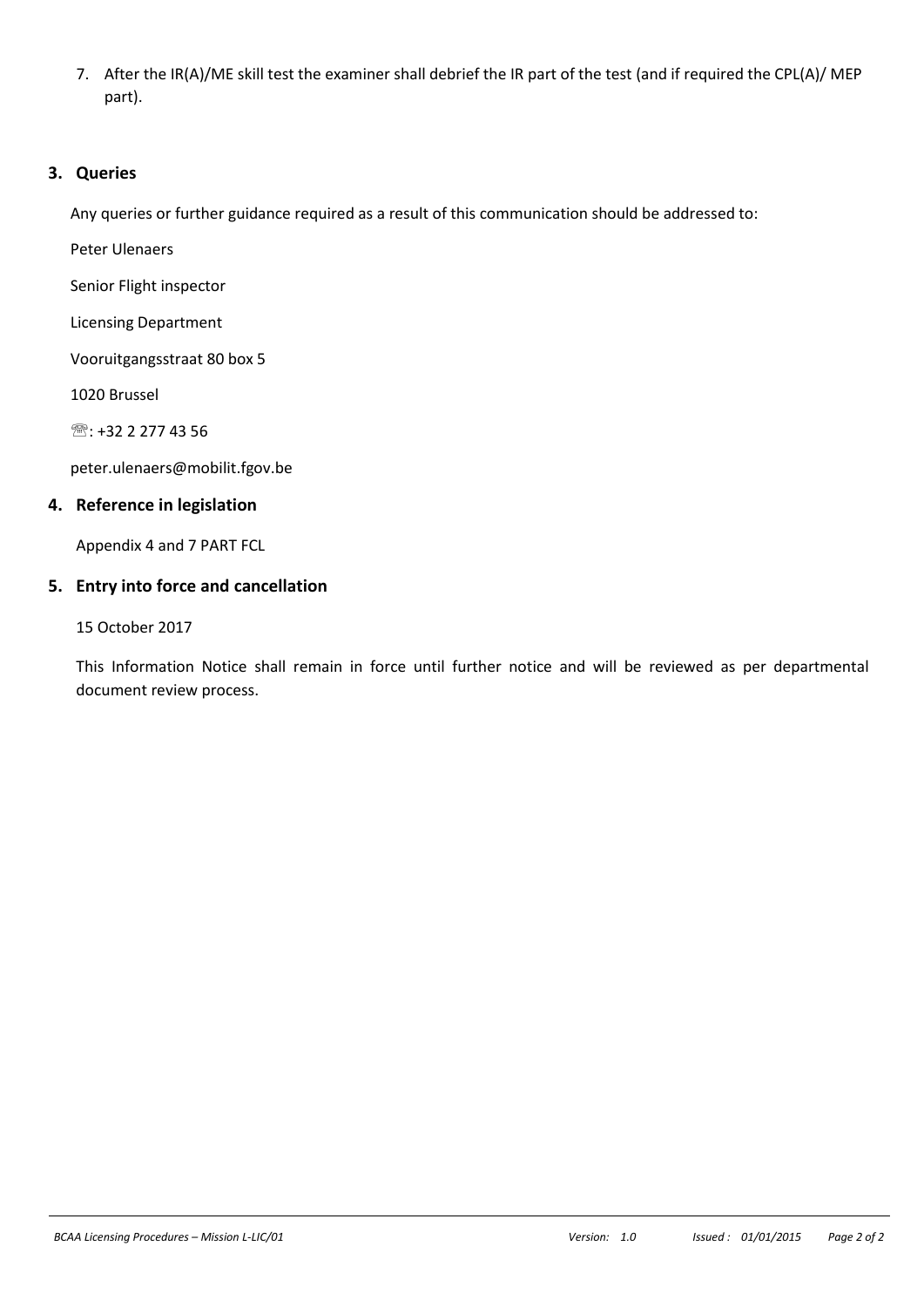7. After the IR(A)/ME skill test the examiner shall debrief the IR part of the test (and if required the CPL(A)/ MEP part).

## 3. Queries

Any queries or further guidance required as a result of this communication should be addressed to:

Peter Ulenaers

Senior Flight inspector

Licensing Department

Vooruitgangsstraat 80 box 5

1020 Brussel

☏: +32 2 277 43 56

peter.ulenaers@mobilit.fgov.be

## 4. Reference in legislation

Appendix 4 and 7 PART FCL

## 5. Entry into force and cancellation

15 October 2017

This Information Notice shall remain in force until further notice and will be reviewed as per departmental document review process.